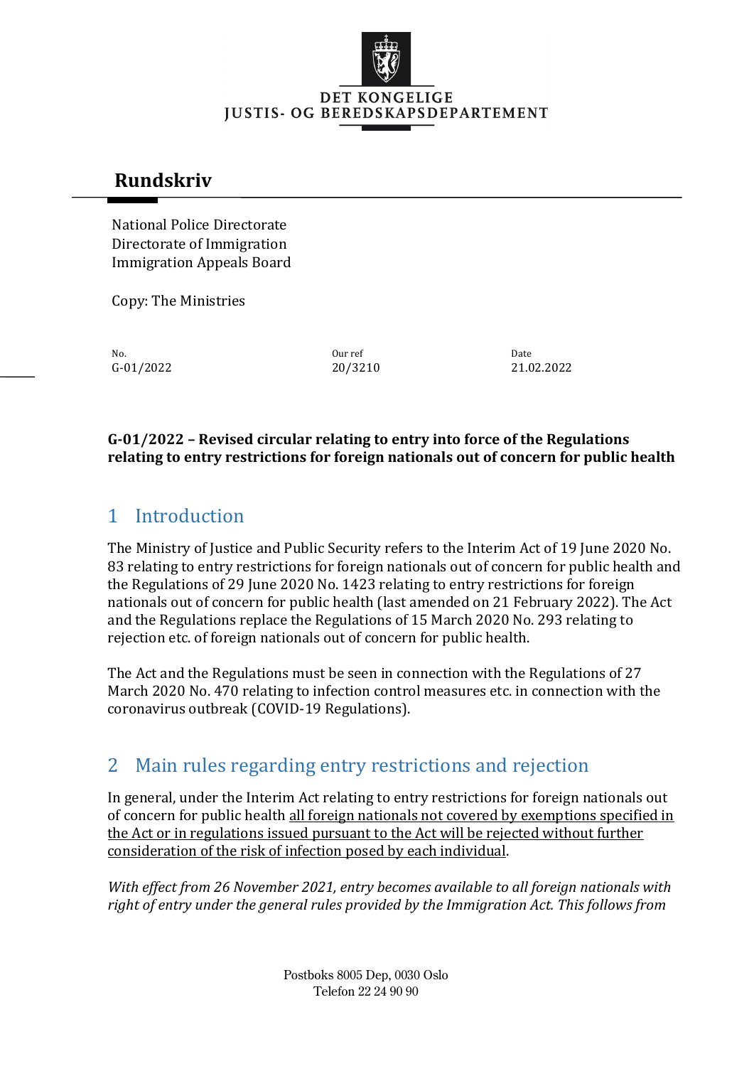DET KONGELIGE
JUSTIS- OG BEREDSKAPSDEPARTEMENT

# Rundskriv

National Police Directorate
Directorate of Immigration
Immigration Appeals Board

Copy: The Ministries

| No. | Our ref | Date |
| --- | --- | --- |
| G-01/2022 | 20/3210 | 21.02.2022 |

**G-01/2022 – Revised circular relating to entry into force of the Regulations relating to entry restrictions for foreign nationals out of concern for public health**

## 1 Introduction

The Ministry of Justice and Public Security refers to the Interim Act of 19 June 2020 No. 83 relating to entry restrictions for foreign nationals out of concern for public health and the Regulations of 29 June 2020 No. 1423 relating to entry restrictions for foreign nationals out of concern for public health (last amended on 21 February 2022). The Act and the Regulations replace the Regulations of 15 March 2020 No. 293 relating to rejection etc. of foreign nationals out of concern for public health.

The Act and the Regulations must be seen in connection with the Regulations of 27 March 2020 No. 470 relating to infection control measures etc. in connection with the coronavirus outbreak (COVID-19 Regulations).

## 2 Main rules regarding entry restrictions and rejection

In general, under the Interim Act relating to entry restrictions for foreign nationals out of concern for public health all foreign nationals not covered by exemptions specified in the Act or in regulations issued pursuant to the Act will be rejected without further consideration of the risk of infection posed by each individual.

*With effect from 26 November 2021, entry becomes available to all foreign nationals with right of entry under the general rules provided by the Immigration Act. This follows from*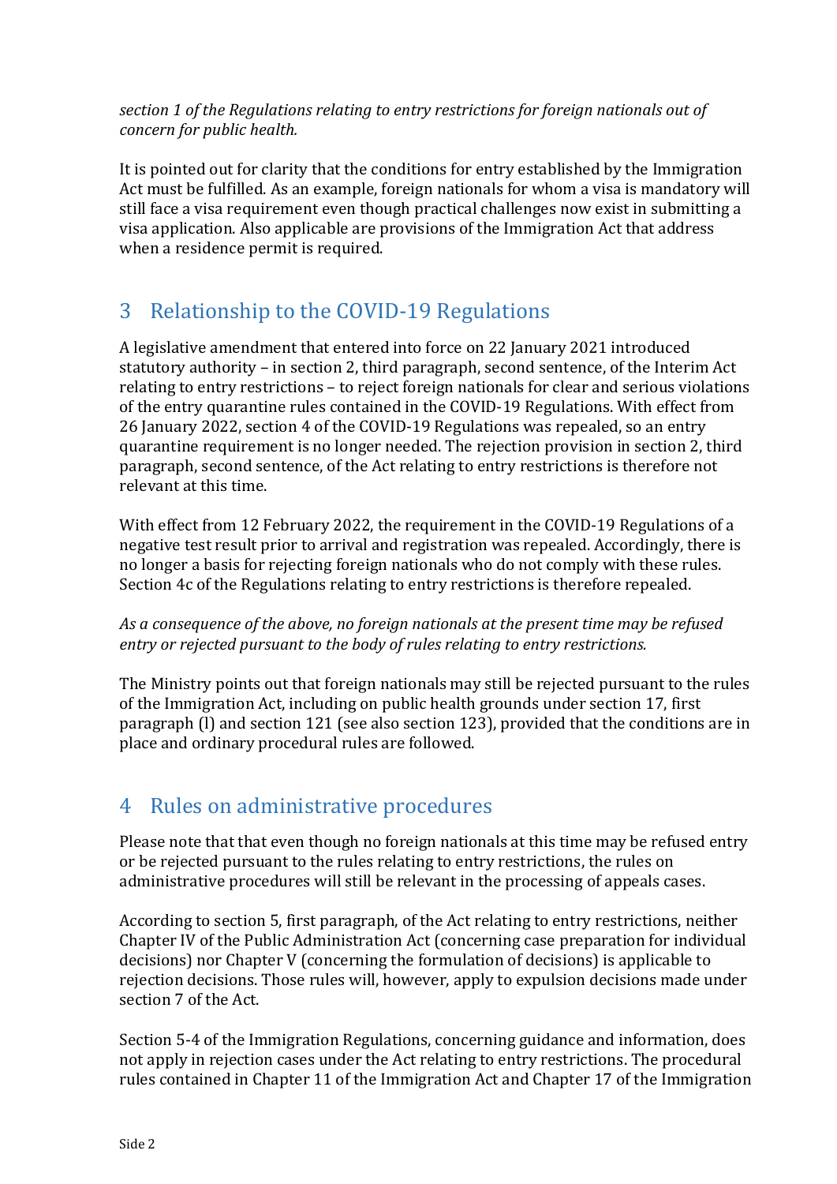*section 1 of the Regulations relating to entry restrictions for foreign nationals out of concern for public health.*

It is pointed out for clarity that the conditions for entry established by the Immigration Act must be fulfilled. As an example, foreign nationals for whom a visa is mandatory will still face a visa requirement even though practical challenges now exist in submitting a visa application. Also applicable are provisions of the Immigration Act that address when a residence permit is required.

## 3 Relationship to the COVID-19 Regulations

A legislative amendment that entered into force on 22 January 2021 introduced statutory authority – in section 2, third paragraph, second sentence, of the Interim Act relating to entry restrictions – to reject foreign nationals for clear and serious violations of the entry quarantine rules contained in the COVID-19 Regulations. With effect from 26 January 2022, section 4 of the COVID-19 Regulations was repealed, so an entry quarantine requirement is no longer needed. The rejection provision in section 2, third paragraph, second sentence, of the Act relating to entry restrictions is therefore not relevant at this time.

With effect from 12 February 2022, the requirement in the COVID-19 Regulations of a negative test result prior to arrival and registration was repealed. Accordingly, there is no longer a basis for rejecting foreign nationals who do not comply with these rules. Section 4c of the Regulations relating to entry restrictions is therefore repealed.

*As a consequence of the above, no foreign nationals at the present time may be refused entry or rejected pursuant to the body of rules relating to entry restrictions.*

The Ministry points out that foreign nationals may still be rejected pursuant to the rules of the Immigration Act, including on public health grounds under section 17, first paragraph (l) and section 121 (see also section 123), provided that the conditions are in place and ordinary procedural rules are followed.

## 4 Rules on administrative procedures

Please note that that even though no foreign nationals at this time may be refused entry or be rejected pursuant to the rules relating to entry restrictions, the rules on administrative procedures will still be relevant in the processing of appeals cases.

According to section 5, first paragraph, of the Act relating to entry restrictions, neither Chapter IV of the Public Administration Act (concerning case preparation for individual decisions) nor Chapter V (concerning the formulation of decisions) is applicable to rejection decisions. Those rules will, however, apply to expulsion decisions made under section 7 of the Act.

Section 5-4 of the Immigration Regulations, concerning guidance and information, does not apply in rejection cases under the Act relating to entry restrictions. The procedural rules contained in Chapter 11 of the Immigration Act and Chapter 17 of the Immigration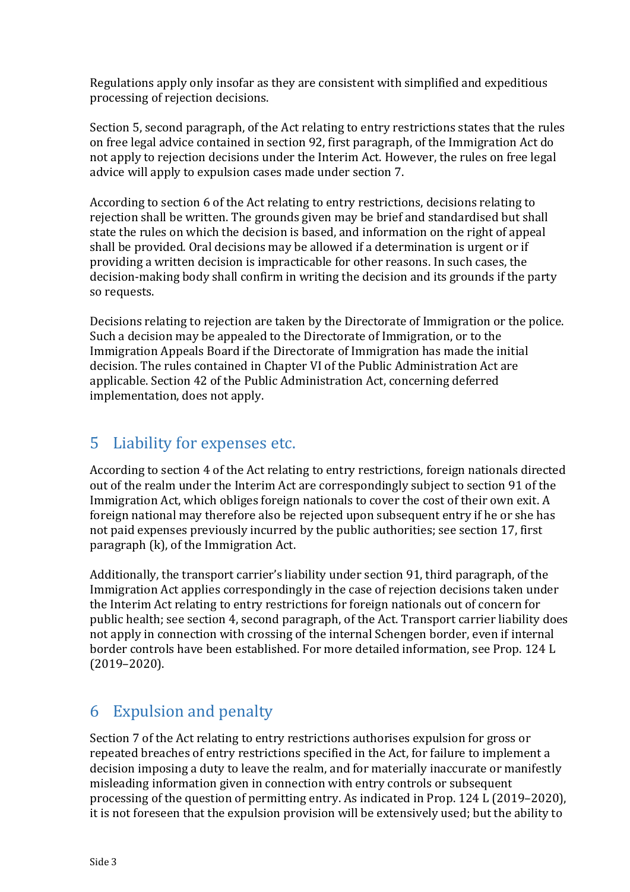Regulations apply only insofar as they are consistent with simplified and expeditious processing of rejection decisions.

Section 5, second paragraph, of the Act relating to entry restrictions states that the rules on free legal advice contained in section 92, first paragraph, of the Immigration Act do not apply to rejection decisions under the Interim Act. However, the rules on free legal advice will apply to expulsion cases made under section 7.

According to section 6 of the Act relating to entry restrictions, decisions relating to rejection shall be written. The grounds given may be brief and standardised but shall state the rules on which the decision is based, and information on the right of appeal shall be provided. Oral decisions may be allowed if a determination is urgent or if providing a written decision is impracticable for other reasons. In such cases, the decision-making body shall confirm in writing the decision and its grounds if the party so requests.

Decisions relating to rejection are taken by the Directorate of Immigration or the police. Such a decision may be appealed to the Directorate of Immigration, or to the Immigration Appeals Board if the Directorate of Immigration has made the initial decision. The rules contained in Chapter VI of the Public Administration Act are applicable. Section 42 of the Public Administration Act, concerning deferred implementation, does not apply.

## 5 Liability for expenses etc.

According to section 4 of the Act relating to entry restrictions, foreign nationals directed out of the realm under the Interim Act are correspondingly subject to section 91 of the Immigration Act, which obliges foreign nationals to cover the cost of their own exit. A foreign national may therefore also be rejected upon subsequent entry if he or she has not paid expenses previously incurred by the public authorities; see section 17, first paragraph (k), of the Immigration Act.

Additionally, the transport carrier's liability under section 91, third paragraph, of the Immigration Act applies correspondingly in the case of rejection decisions taken under the Interim Act relating to entry restrictions for foreign nationals out of concern for public health; see section 4, second paragraph, of the Act. Transport carrier liability does not apply in connection with crossing of the internal Schengen border, even if internal border controls have been established. For more detailed information, see Prop. 124 L (2019–2020).

## 6 Expulsion and penalty

Section 7 of the Act relating to entry restrictions authorises expulsion for gross or repeated breaches of entry restrictions specified in the Act, for failure to implement a decision imposing a duty to leave the realm, and for materially inaccurate or manifestly misleading information given in connection with entry controls or subsequent processing of the question of permitting entry. As indicated in Prop. 124 L (2019–2020), it is not foreseen that the expulsion provision will be extensively used; but the ability to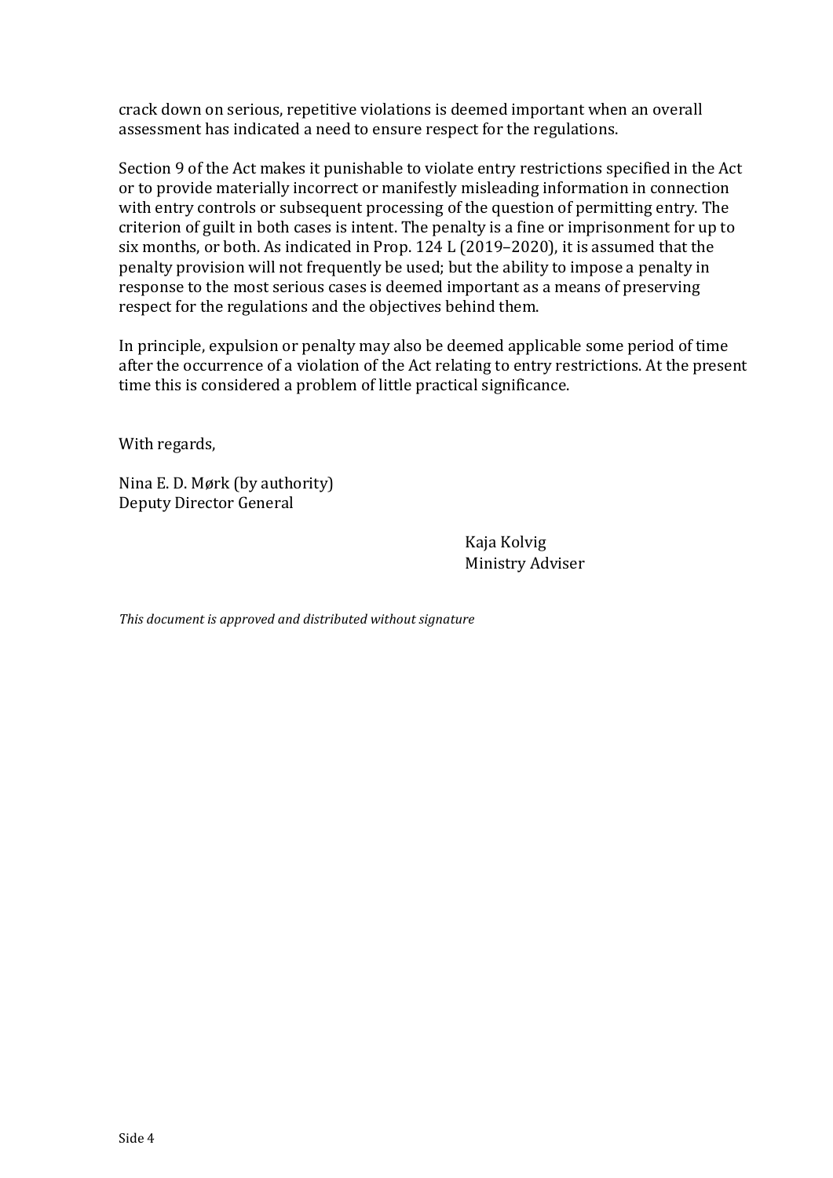crack down on serious, repetitive violations is deemed important when an overall assessment has indicated a need to ensure respect for the regulations.

Section 9 of the Act makes it punishable to violate entry restrictions specified in the Act or to provide materially incorrect or manifestly misleading information in connection with entry controls or subsequent processing of the question of permitting entry. The criterion of guilt in both cases is intent. The penalty is a fine or imprisonment for up to six months, or both. As indicated in Prop. 124 L (2019–2020), it is assumed that the penalty provision will not frequently be used; but the ability to impose a penalty in response to the most serious cases is deemed important as a means of preserving respect for the regulations and the objectives behind them.

In principle, expulsion or penalty may also be deemed applicable some period of time after the occurrence of a violation of the Act relating to entry restrictions. At the present time this is considered a problem of little practical significance.

With regards,

Nina E. D. Mørk (by authority)
Deputy Director General

Kaja Kolvig
Ministry Adviser

*This document is approved and distributed without signature*